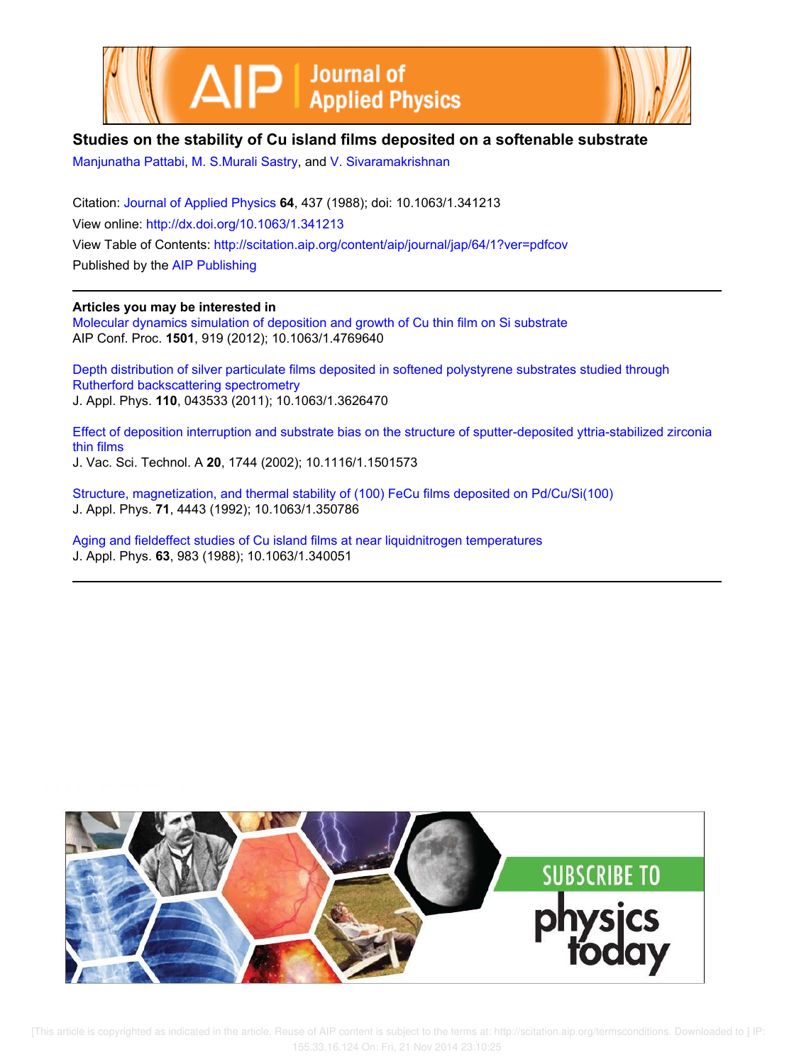# Studies on the stability of Cu island films deposited on a softenable substrate

Manjunatha Pattabi, M. S.Murali Sastry, and V. Sivaramakrishnan

Citation: Journal of Applied Physics **64**, 437 (1988); doi: 10.1063/1.341213

View online: http://dx.doi.org/10.1063/1.341213

View Table of Contents: http://scitation.aip.org/content/aip/journal/jap/64/1?ver=pdfcov

Published by the AIP Publishing

---

**Articles you may be interested in**

Molecular dynamics simulation of deposition and growth of Cu thin film on Si substrate
AIP Conf. Proc. **1501**, 919 (2012); 10.1063/1.4769640

Depth distribution of silver particulate films deposited in softened polystyrene substrates studied through Rutherford backscattering spectrometry
J. Appl. Phys. **110**, 043533 (2011); 10.1063/1.3626470

Effect of deposition interruption and substrate bias on the structure of sputter-deposited yttria-stabilized zirconia thin films
J. Vac. Sci. Technol. A **20**, 1744 (2002); 10.1116/1.1501573

Structure, magnetization, and thermal stability of (100) FeCu films deposited on Pd/Cu/Si(100)
J. Appl. Phys. **71**, 4443 (1992); 10.1063/1.350786

Aging and fieldeffect studies of Cu island films at near liquidnitrogen temperatures
J. Appl. Phys. **63**, 983 (1988); 10.1063/1.340051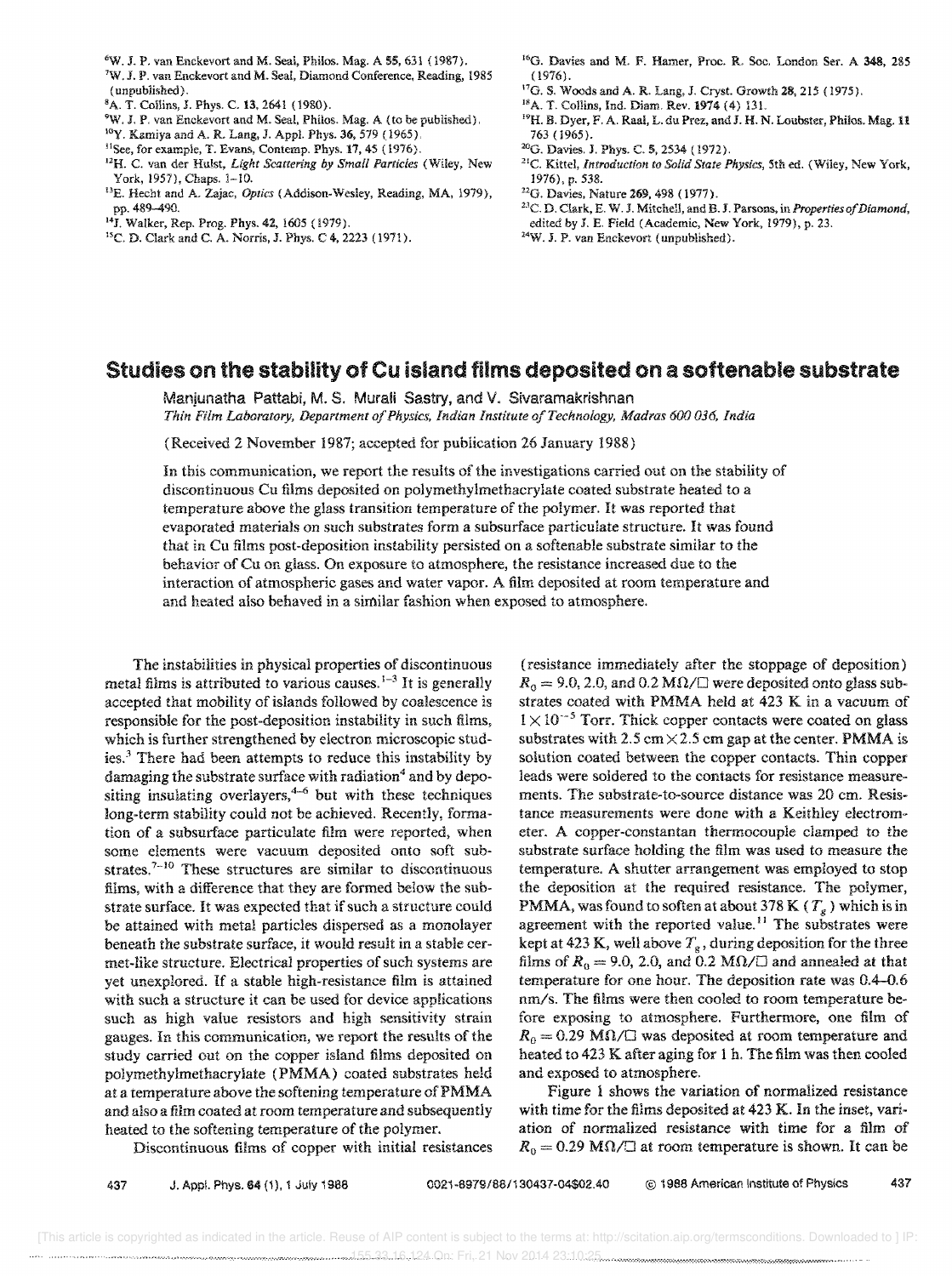[6]W. J. P. van Enckevort and M. Seal, Philos. Mag. A **55**, 631 (1987).

[7]W. J. P. van Enckevort and M. Seal, Diamond Conference, Reading, 1985 (unpublished).

[8]A. T. Collins, J. Phys. C. **13**, 2641 (1980).

[9]W. J. P. van Enckevort and M. Seal, Philos. Mag. A (to be published).

[10]Y. Kamiya and A. R. Lang, J. Appl. Phys. **36**, 579 (1965).

[11]See, for example, T. Evans, Contemp. Phys. **17**, 45 (1976).

[12]H. C. van der Hulst, *Light Scattering by Small Particles* (Wiley, New York, 1957), Chaps. 1–10.

[13]E. Hecht and A. Zajac, *Optics* (Addison-Wesley, Reading, MA, 1979), pp. 489–490.

[14]J. Walker, Rep. Prog. Phys. **42**, 1605 (1979).

[15]C. D. Clark and C. A. Norris, J. Phys. C **4**, 2223 (1971).

[16]G. Davies and M. F. Hamer, Proc. R. Soc. London Ser. A **348**, 285 (1976).

[17]G. S. Woods and A. R. Lang, J. Cryst. Growth **28**, 215 (1975).

[18]A. T. Collins, Ind. Diam. Rev. **1974** (4) 131.

[19]H. B. Dyer, F. A. Raal, L. du Prez, and J. H. N. Loubster, Philos. Mag. **11** 763 (1965).

[20]G. Davies. J. Phys. C. **5**, 2534 (1972).

[21]C. Kittel, *Introduction to Solid State Physics*, 5th ed. (Wiley, New York, 1976), p. 538.

[22]G. Davies, Nature **269**, 498 (1977).

[23]C. D. Clark, E. W. J. Mitchell, and B. J. Parsons, in *Properties of Diamond*, edited by J. E. Field (Academic, New York, 1979), p. 23.

[24]W. J. P. van Enckevort (unpublished).

# Studies on the stability of Cu island films deposited on a softenable substrate

Manjunatha Pattabi, M. S. Murali Sastry, and V. Sivaramakrishnan

*Thin Film Laboratory, Department of Physics, Indian Institute of Technology, Madras 600 036, India*

(Received 2 November 1987; accepted for publication 26 January 1988)

In this communication, we report the results of the investigations carried out on the stability of discontinuous Cu films deposited on polymethylmethacrylate coated substrate heated to a temperature above the glass transition temperature of the polymer. It was reported that evaporated materials on such substrates form a subsurface particulate structure. It was found that in Cu films post-deposition instability persisted on a softenable substrate similar to the behavior of Cu on glass. On exposure to atmosphere, the resistance increased due to the interaction of atmospheric gases and water vapor. A film deposited at room temperature and and heated also behaved in a similar fashion when exposed to atmosphere.

The instabilities in physical properties of discontinuous metal films is attributed to various causes.[1–3] It is generally accepted that mobility of islands followed by coalescence is responsible for the post-deposition instability in such films, which is further strengthened by electron microscopic studies.[3] There had been attempts to reduce this instability by damaging the substrate surface with radiation[4] and by depositing insulating overlayers,[4–6] but with these techniques long-term stability could not be achieved. Recently, formation of a subsurface particulate film were reported, when some elements were vacuum deposited onto soft substrates.[7–10] These structures are similar to discontinuous films, with a difference that they are formed below the substrate surface. It was expected that if such a structure could be attained with metal particles dispersed as a monolayer beneath the substrate surface, it would result in a stable cermet-like structure. Electrical properties of such systems are yet unexplored. If a stable high-resistance film is attained with such a structure it can be used for device applications such as high value resistors and high sensitivity strain gauges. In this communication, we report the results of the study carried out on the copper island films deposited on polymethylmethacrylate (PMMA) coated substrates held at a temperature above the softening temperature of PMMA and also a film coated at room temperature and subsequently heated to the softening temperature of the polymer.

Discontinuous films of copper with initial resistances (resistance immediately after the stoppage of deposition) $R_0 = 9.0$, 2.0, and 0.2 MΩ/□ were deposited onto glass substrates coated with PMMA held at 423 K in a vacuum of $1 \times 10^{-5}$ Torr. Thick copper contacts were coated on glass substrates with 2.5 cm × 2.5 cm gap at the center. PMMA is solution coated between the copper contacts. Thin copper leads were soldered to the contacts for resistance measurements. The substrate-to-source distance was 20 cm. Resistance measurements were done with a Keithley electrometer. A copper-constantan thermocouple clamped to the substrate surface holding the film was used to measure the temperature. A shutter arrangement was employed to stop the deposition at the required resistance. The polymer, PMMA, was found to soften at about 378 K ($T_g$) which is in agreement with the reported value.[11] The substrates were kept at 423 K, well above $T_g$, during deposition for the three films of $R_0 = 9.0$, 2.0, and 0.2 MΩ/□ and annealed at that temperature for one hour. The deposition rate was 0.4–0.6 nm/s. The films were then cooled to room temperature before exposing to atmosphere. Furthermore, one film of $R_0 = 0.29$ MΩ/□ was deposited at room temperature and heated to 423 K after aging for 1 h. The film was then cooled and exposed to atmosphere.

Figure 1 shows the variation of normalized resistance with time for the films deposited at 423 K. In the inset, variation of normalized resistance with time for a film of $R_0 = 0.29$ MΩ/□ at room temperature is shown. It can be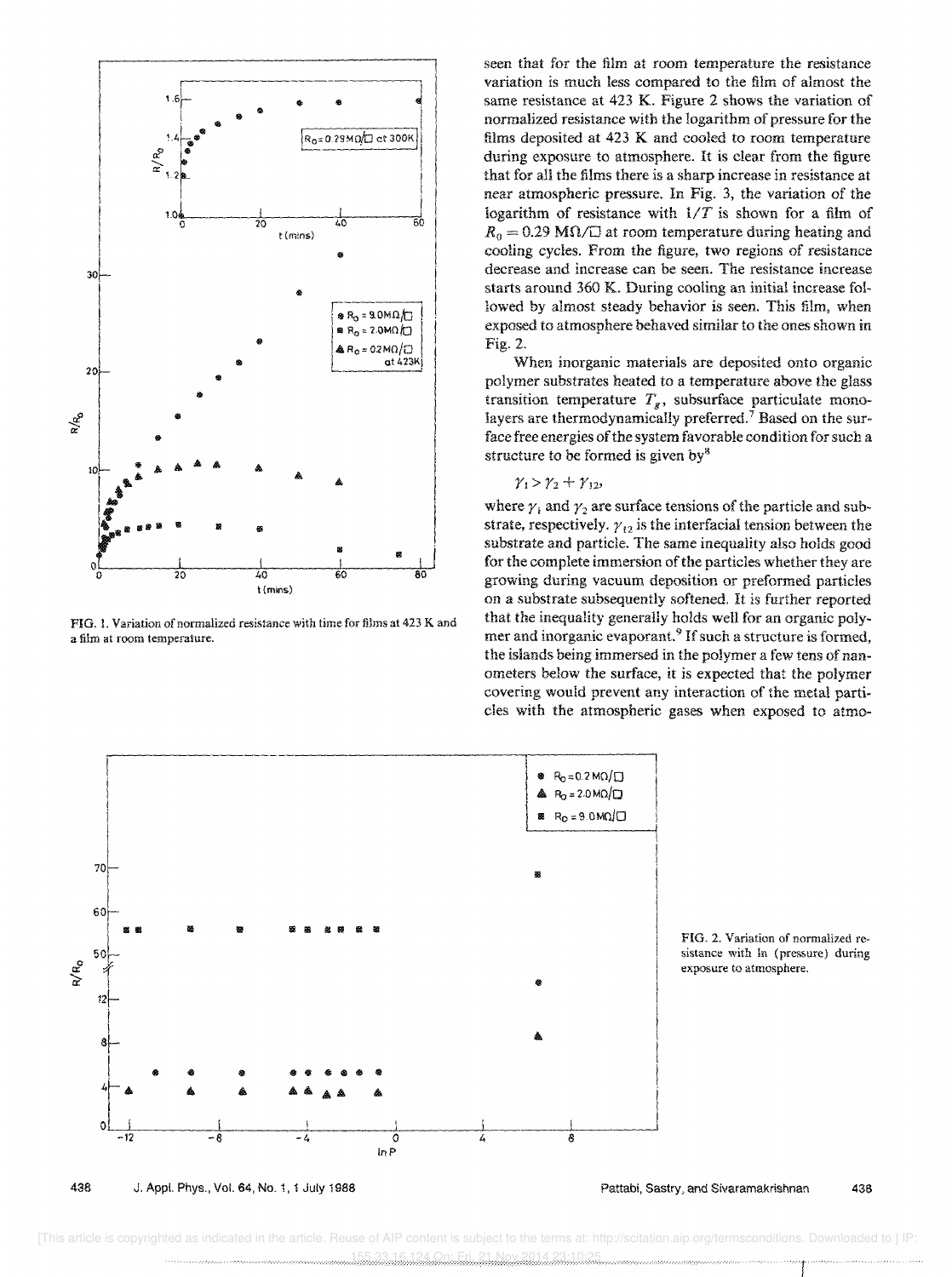FIG. 1. Variation of normalized resistance with time for films at 423 K and a film at room temperature.

seen that for the film at room temperature the resistance variation is much less compared to the film of almost the same resistance at 423 K. Figure 2 shows the variation of normalized resistance with the logarithm of pressure for the films deposited at 423 K and cooled to room temperature during exposure to atmosphere. It is clear from the figure that for all the films there is a sharp increase in resistance at near atmospheric pressure. In Fig. 3, the variation of the logarithm of resistance with $1/T$ is shown for a film of $R_0 = 0.29$ MΩ/□ at room temperature during heating and cooling cycles. From the figure, two regions of resistance decrease and increase can be seen. The resistance increase starts around 360 K. During cooling an initial increase followed by almost steady behavior is seen. This film, when exposed to atmosphere behaved similar to the ones shown in Fig. 2.

When inorganic materials are deposited onto organic polymer substrates heated to a temperature above the glass transition temperature $T_g$, subsurface particulate monolayers are thermodynamically preferred.[7] Based on the surface free energies of the system favorable condition for such a structure to be formed is given by[8]

$$\gamma_1 > \gamma_2 + \gamma_{12},$$

where $\gamma_1$ and $\gamma_2$ are surface tensions of the particle and substrate, respectively. $\gamma_{12}$ is the interfacial tension between the substrate and particle. The same inequality also holds good for the complete immersion of the particles whether they are growing during vacuum deposition or preformed particles on a substrate subsequently softened. It is further reported that the inequality generally holds well for an organic polymer and inorganic evaporant.[9] If such a structure is formed, the islands being immersed in the polymer a few tens of nanometers below the surface, it is expected that the polymer covering would prevent any interaction of the metal particles with the atmospheric gases when exposed to atmo-

FIG. 2. Variation of normalized resistance with ln (pressure) during exposure to atmosphere.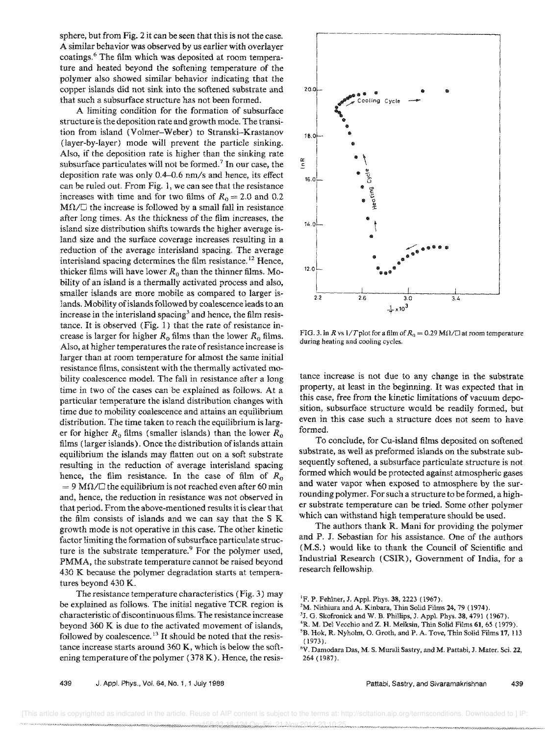sphere, but from Fig. 2 it can be seen that this is not the case. A similar behavior was observed by us earlier with overlayer coatings.[6] The film which was deposited at room temperature and heated beyond the softening temperature of the polymer also showed similar behavior indicating that the copper islands did not sink into the softened substrate and that such a subsurface structure has not been formed.

A limiting condition for the formation of subsurface structure is the deposition rate and growth mode. The transition from island (Volmer–Weber) to Stranski–Krastanov (layer-by-layer) mode will prevent the particle sinking. Also, if the deposition rate is higher than the sinking rate subsurface particulates will not be formed.[7] In our case, the deposition rate was only 0.4–0.6 nm/s and hence, its effect can be ruled out. From Fig. 1, we can see that the resistance increases with time and for two films of $R_0 = 2.0$ and 0.2 $M\Omega/\square$ the increase is followed by a small fall in resistance after long times. As the thickness of the film increases, the island size distribution shifts towards the higher average island size and the surface coverage increases resulting in a reduction of the average interisland spacing. The average interisland spacing determines the film resistance.[12] Hence, thicker films will have lower $R_0$ than the thinner films. Mobility of an island is a thermally activated process and also, smaller islands are more mobile as compared to larger islands. Mobility of islands followed by coalescence leads to an increase in the interisland spacing[3] and hence, the film resistance. It is observed (Fig. 1) that the rate of resistance increase is larger for higher $R_0$ films than the lower $R_0$ films. Also, at higher temperatures the rate of resistance increase is larger than at room temperature for almost the same initial resistance films, consistent with the thermally activated mobility coalescence model. The fall in resistance after a long time in two of the cases can be explained as follows. At a particular temperature the island distribution changes with time due to mobility coalescence and attains an equilibrium distribution. The time taken to reach the equilibrium is larger for higher $R_0$ films (smaller islands) than the lower $R_0$ films (larger islands). Once the distribution of islands attain equilibrium the islands may flatten out on a soft substrate resulting in the reduction of average interisland spacing hence, the film resistance. In the case of film of $R_0 = 9$ $M\Omega/\square$ the equilibrium is not reached even after 60 min and, hence, the reduction in resistance was not observed in that period. From the above-mentioned results it is clear that the film consists of islands and we can say that the S K growth mode is not operative in this case. The other kinetic factor limiting the formation of subsurface particulate structure is the substrate temperature.[9] For the polymer used, PMMA, the substrate temperature cannot be raised beyond 430 K because the polymer degradation starts at temperatures beyond 430 K.

The resistance temperature characteristics (Fig. 3) may be explained as follows. The initial negative TCR region is characteristic of discontinuous films. The resistance increase beyond 360 K is due to the activated movement of islands, followed by coalescence.[13] It should be noted that the resistance increase starts around 360 K, which is below the softening temperature of the polymer (378 K). Hence, the resistance increase is not due to any change in the substrate property, at least in the beginning. It was expected that in this case, free from the kinetic limitations of vacuum deposition, subsurface structure would be readily formed, but even in this case such a structure does not seem to have formed.

FIG. 3. ln $R$ vs $1/T$ plot for a film of $R_0 = 0.29$ $M\Omega/\square$ at room temperature during heating and cooling cycles.

To conclude, for Cu-island films deposited on softened substrate, as well as preformed islands on the substrate subsequently softened, a subsurface particulate structure is not formed which would be protected against atmospheric gases and water vapor when exposed to atmosphere by the surrounding polymer. For such a structure to be formed, a higher substrate temperature can be tried. Some other polymer which can withstand high temperature should be used.

The authors thank R. Mani for providing the polymer and P. J. Sebastian for his assistance. One of the authors (M.S.) would like to thank the Council of Scientific and Industrial Research (CSIR), Government of India, for a research fellowship.

[1] F. P. Fehlner, J. Appl. Phys. 38, 2223 (1967).
[2] M. Nishiura and A. Kinbara, Thin Solid Films 24, 79 (1974).
[3] J. G. Skofronick and W. B. Phillips, J. Appl. Phys. 38, 4791 (1967).
[4] R. M. Del Vecchio and Z. H. Meiksin, Thin Solid Films 61, 65 (1979).
[5] B. Hok, R. Nyholm, O. Groth, and P. A. Tove, Thin Solid Films 17, 113 (1973).
[6] V. Damodara Das, M. S. Murali Sastry, and M. Pattabi, J. Mater. Sci. 22, 264 (1987).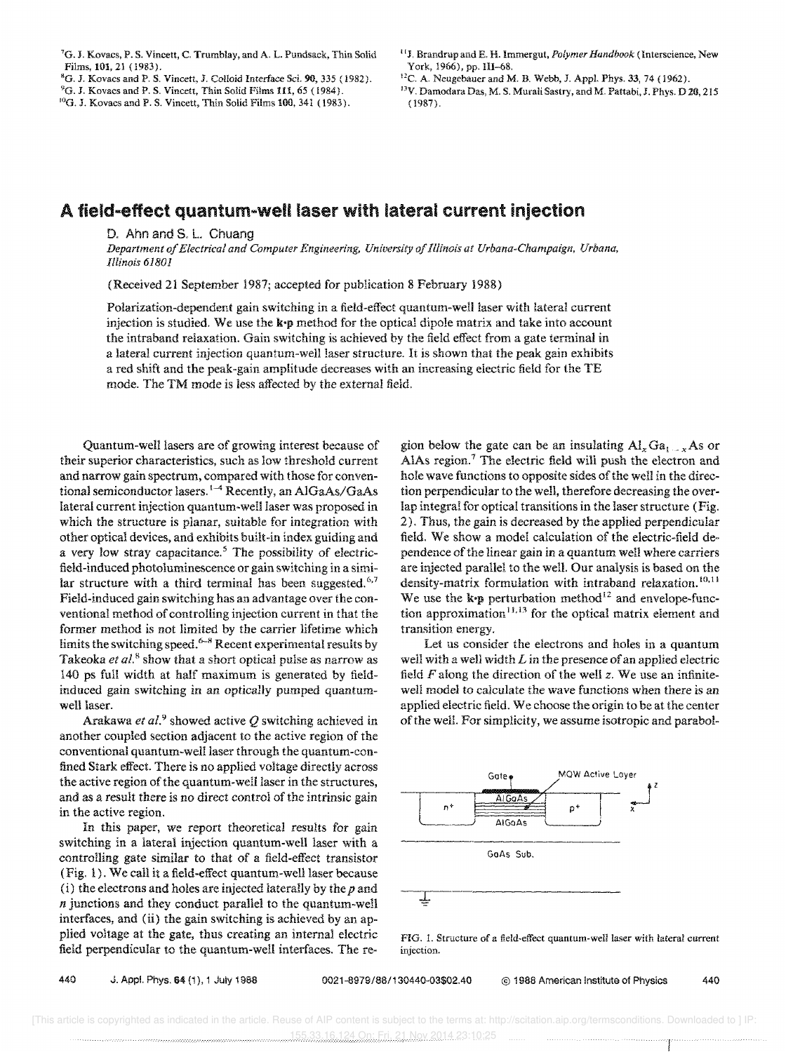[7]G. J. Kovacs, P. S. Vincett, C. Trumblay, and A. L. Pundsack, Thin Solid Films, **101**, 21 (1983).

[8]G. J. Kovacs and P. S. Vincett, J. Colloid Interface Sci. **90**, 335 (1982).

[9]G. J. Kovacs and P. S. Vincett, Thin Solid Films **111**, 65 (1984).

[10]G. J. Kovacs and P. S. Vincett, Thin Solid Films **100**, 341 (1983).

[11]J. Brandrup and E. H. Immergut, *Polymer Handbook* (Interscience, New York, 1966), pp. III–68.

[12]C. A. Neugebauer and M. B. Webb, J. Appl. Phys. **33**, 74 (1962).

[13]V. Damodara Das, M. S. Murali Sastry, and M. Pattabi, J. Phys. D **20**, 215 (1987).

# A field-effect quantum-well laser with lateral current injection

D. Ahn and S. L. Chuang

*Department of Electrical and Computer Engineering, University of Illinois at Urbana-Champaign, Urbana, Illinois 61801*

(Received 21 September 1987; accepted for publication 8 February 1988)

Polarization-dependent gain switching in a field-effect quantum-well laser with lateral current injection is studied. We use the **k·p** method for the optical dipole matrix and take into account the intraband relaxation. Gain switching is achieved by the field effect from a gate terminal in a lateral current injection quantum-well laser structure. It is shown that the peak gain exhibits a red shift and the peak-gain amplitude decreases with an increasing electric field for the TE mode. The TM mode is less affected by the external field.

Quantum-well lasers are of growing interest because of their superior characteristics, such as low threshold current and narrow gain spectrum, compared with those for conventional semiconductor lasers.[1–4] Recently, an AlGaAs/GaAs lateral current injection quantum-well laser was proposed in which the structure is planar, suitable for integration with other optical devices, and exhibits built-in index guiding and a very low stray capacitance.[5] The possibility of electric-field-induced photoluminescence or gain switching in a similar structure with a third terminal has been suggested.[6,7] Field-induced gain switching has an advantage over the conventional method of controlling injection current in that the former method is not limited by the carrier lifetime which limits the switching speed.[6–8] Recent experimental results by Takeoka *et al.*[8] show that a short optical pulse as narrow as 140 ps full width at half maximum is generated by field-induced gain switching in an optically pumped quantum-well laser.

Arakawa *et al.*[9] showed active $Q$ switching achieved in another coupled section adjacent to the active region of the conventional quantum-well laser through the quantum-confined Stark effect. There is no applied voltage directly across the active region of the quantum-well laser in the structures, and as a result there is no direct control of the intrinsic gain in the active region.

In this paper, we report theoretical results for gain switching in a lateral injection quantum-well laser with a controlling gate similar to that of a field-effect transistor (Fig. 1). We call it a field-effect quantum-well laser because (i) the electrons and holes are injected laterally by the $p$ and $n$ junctions and they conduct parallel to the quantum-well interfaces, and (ii) the gain switching is achieved by an applied voltage at the gate, thus creating an internal electric field perpendicular to the quantum-well interfaces. The region below the gate can be an insulating $Al_xGa_{1-x}As$ or AlAs region.[7] The electric field will push the electron and hole wave functions to opposite sides of the well in the direction perpendicular to the well, therefore decreasing the overlap integral for optical transitions in the laser structure (Fig. 2). Thus, the gain is decreased by the applied perpendicular field. We show a model calculation of the electric-field dependence of the linear gain in a quantum well where carriers are injected parallel to the well. Our analysis is based on the density-matrix formulation with intraband relaxation.[10,11] We use the **k·p** perturbation method[12] and envelope-function approximation[11,13] for the optical matrix element and transition energy.

Let us consider the electrons and holes in a quantum well with a well width $L$ in the presence of an applied electric field $F$ along the direction of the well $z$. We use an infinite-well model to calculate the wave functions when there is an applied electric field. We choose the origin to be at the center of the well. For simplicity, we assume isotropic and parabol-

Gate
MQW Active Layer
AlGaAs
$n^+$
$p^+$
AlGaAs
GaAs Sub.
z
x

FIG. 1. Structure of a field-effect quantum-well laser with lateral current injection.